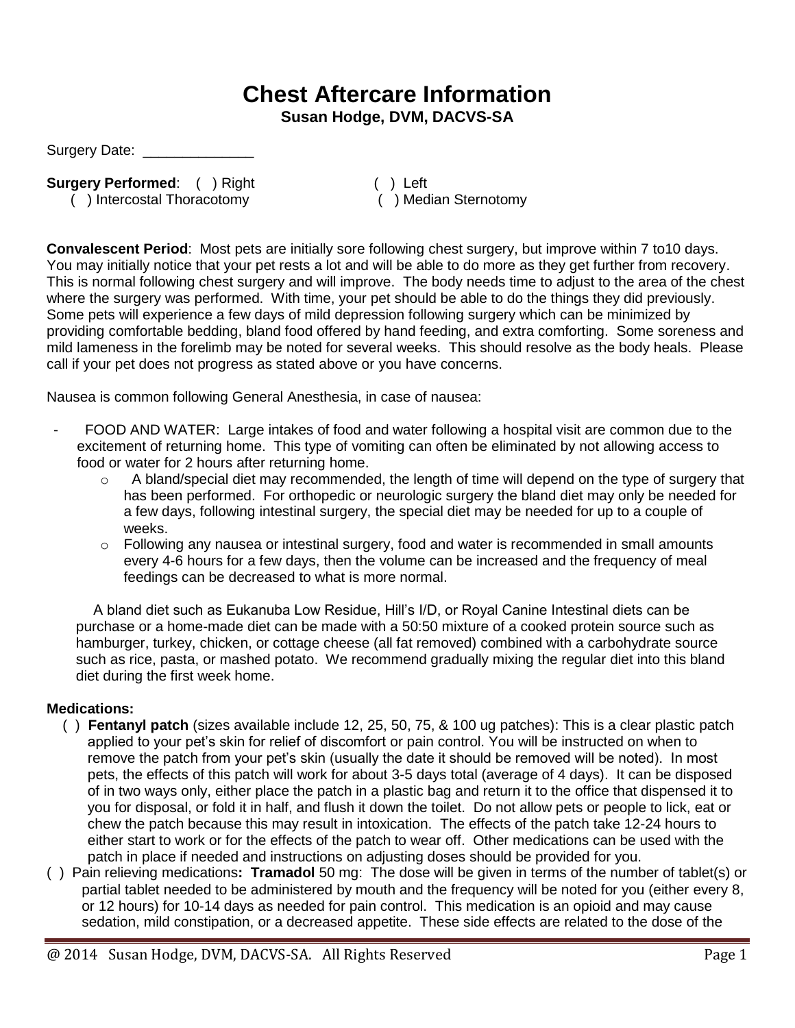# Chest Aftercare Information

**Susan Hodge, DVM, DACVS-SA**

Surgery Date: ______________

**Surgery Performed**: ( ) Right ( ) Left
( ) Intercostal Thoracotomy ( ) Median Sternotomy

**Convalescent Period**: Most pets are initially sore following chest surgery, but improve within 7 to10 days. You may initially notice that your pet rests a lot and will be able to do more as they get further from recovery. This is normal following chest surgery and will improve. The body needs time to adjust to the area of the chest where the surgery was performed. With time, your pet should be able to do the things they did previously. Some pets will experience a few days of mild depression following surgery which can be minimized by providing comfortable bedding, bland food offered by hand feeding, and extra comforting. Some soreness and mild lameness in the forelimb may be noted for several weeks. This should resolve as the body heals. Please call if your pet does not progress as stated above or you have concerns.

Nausea is common following General Anesthesia, in case of nausea:

- FOOD AND WATER: Large intakes of food and water following a hospital visit are common due to the excitement of returning home. This type of vomiting can often be eliminated by not allowing access to food or water for 2 hours after returning home.
  - A bland/special diet may recommended, the length of time will depend on the type of surgery that has been performed. For orthopedic or neurologic surgery the bland diet may only be needed for a few days, following intestinal surgery, the special diet may be needed for up to a couple of weeks.
  - Following any nausea or intestinal surgery, food and water is recommended in small amounts every 4-6 hours for a few days, then the volume can be increased and the frequency of meal feedings can be decreased to what is more normal.

A bland diet such as Eukanuba Low Residue, Hill's I/D, or Royal Canine Intestinal diets can be purchase or a home-made diet can be made with a 50:50 mixture of a cooked protein source such as hamburger, turkey, chicken, or cottage cheese (all fat removed) combined with a carbohydrate source such as rice, pasta, or mashed potato. We recommend gradually mixing the regular diet into this bland diet during the first week home.

**Medications:**

( ) **Fentanyl patch** (sizes available include 12, 25, 50, 75, & 100 ug patches): This is a clear plastic patch applied to your pet's skin for relief of discomfort or pain control. You will be instructed on when to remove the patch from your pet's skin (usually the date it should be removed will be noted). In most pets, the effects of this patch will work for about 3-5 days total (average of 4 days). It can be disposed of in two ways only, either place the patch in a plastic bag and return it to the office that dispensed it to you for disposal, or fold it in half, and flush it down the toilet. Do not allow pets or people to lick, eat or chew the patch because this may result in intoxication. The effects of the patch take 12-24 hours to either start to work or for the effects of the patch to wear off. Other medications can be used with the patch in place if needed and instructions on adjusting doses should be provided for you.

( ) Pain relieving medications**: Tramadol** 50 mg: The dose will be given in terms of the number of tablet(s) or partial tablet needed to be administered by mouth and the frequency will be noted for you (either every 8, or 12 hours) for 10-14 days as needed for pain control. This medication is an opioid and may cause sedation, mild constipation, or a decreased appetite. These side effects are related to the dose of the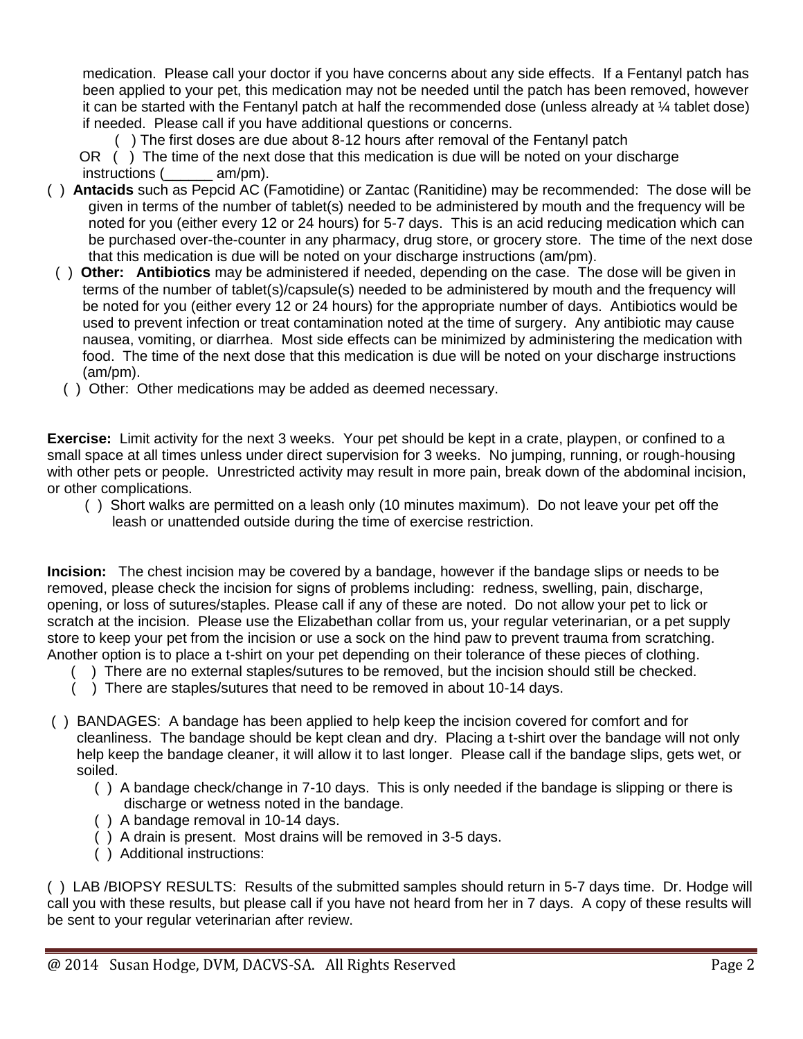medication. Please call your doctor if you have concerns about any side effects. If a Fentanyl patch has been applied to your pet, this medication may not be needed until the patch has been removed, however it can be started with the Fentanyl patch at half the recommended dose (unless already at ¼ tablet dose) if needed. Please call if you have additional questions or concerns.

( ) The first doses are due about 8-12 hours after removal of the Fentanyl patch

OR ( ) The time of the next dose that this medication is due will be noted on your discharge instructions (______ am/pm).

( ) **Antacids** such as Pepcid AC (Famotidine) or Zantac (Ranitidine) may be recommended: The dose will be given in terms of the number of tablet(s) needed to be administered by mouth and the frequency will be noted for you (either every 12 or 24 hours) for 5-7 days. This is an acid reducing medication which can be purchased over-the-counter in any pharmacy, drug store, or grocery store. The time of the next dose that this medication is due will be noted on your discharge instructions (am/pm).

( ) **Other: Antibiotics** may be administered if needed, depending on the case. The dose will be given in terms of the number of tablet(s)/capsule(s) needed to be administered by mouth and the frequency will be noted for you (either every 12 or 24 hours) for the appropriate number of days. Antibiotics would be used to prevent infection or treat contamination noted at the time of surgery. Any antibiotic may cause nausea, vomiting, or diarrhea. Most side effects can be minimized by administering the medication with food. The time of the next dose that this medication is due will be noted on your discharge instructions (am/pm).

( ) Other: Other medications may be added as deemed necessary.

**Exercise:** Limit activity for the next 3 weeks. Your pet should be kept in a crate, playpen, or confined to a small space at all times unless under direct supervision for 3 weeks. No jumping, running, or rough-housing with other pets or people. Unrestricted activity may result in more pain, break down of the abdominal incision, or other complications.

( ) Short walks are permitted on a leash only (10 minutes maximum). Do not leave your pet off the leash or unattended outside during the time of exercise restriction.

**Incision:** The chest incision may be covered by a bandage, however if the bandage slips or needs to be removed, please check the incision for signs of problems including: redness, swelling, pain, discharge, opening, or loss of sutures/staples. Please call if any of these are noted. Do not allow your pet to lick or scratch at the incision. Please use the Elizabethan collar from us, your regular veterinarian, or a pet supply store to keep your pet from the incision or use a sock on the hind paw to prevent trauma from scratching. Another option is to place a t-shirt on your pet depending on their tolerance of these pieces of clothing.

( ) There are no external staples/sutures to be removed, but the incision should still be checked.

( ) There are staples/sutures that need to be removed in about 10-14 days.

( ) BANDAGES: A bandage has been applied to help keep the incision covered for comfort and for cleanliness. The bandage should be kept clean and dry. Placing a t-shirt over the bandage will not only help keep the bandage cleaner, it will allow it to last longer. Please call if the bandage slips, gets wet, or soiled.

( ) A bandage check/change in 7-10 days. This is only needed if the bandage is slipping or there is discharge or wetness noted in the bandage.

( ) A bandage removal in 10-14 days.

( ) A drain is present. Most drains will be removed in 3-5 days.

( ) Additional instructions:

( ) LAB /BIOPSY RESULTS: Results of the submitted samples should return in 5-7 days time. Dr. Hodge will call you with these results, but please call if you have not heard from her in 7 days. A copy of these results will be sent to your regular veterinarian after review.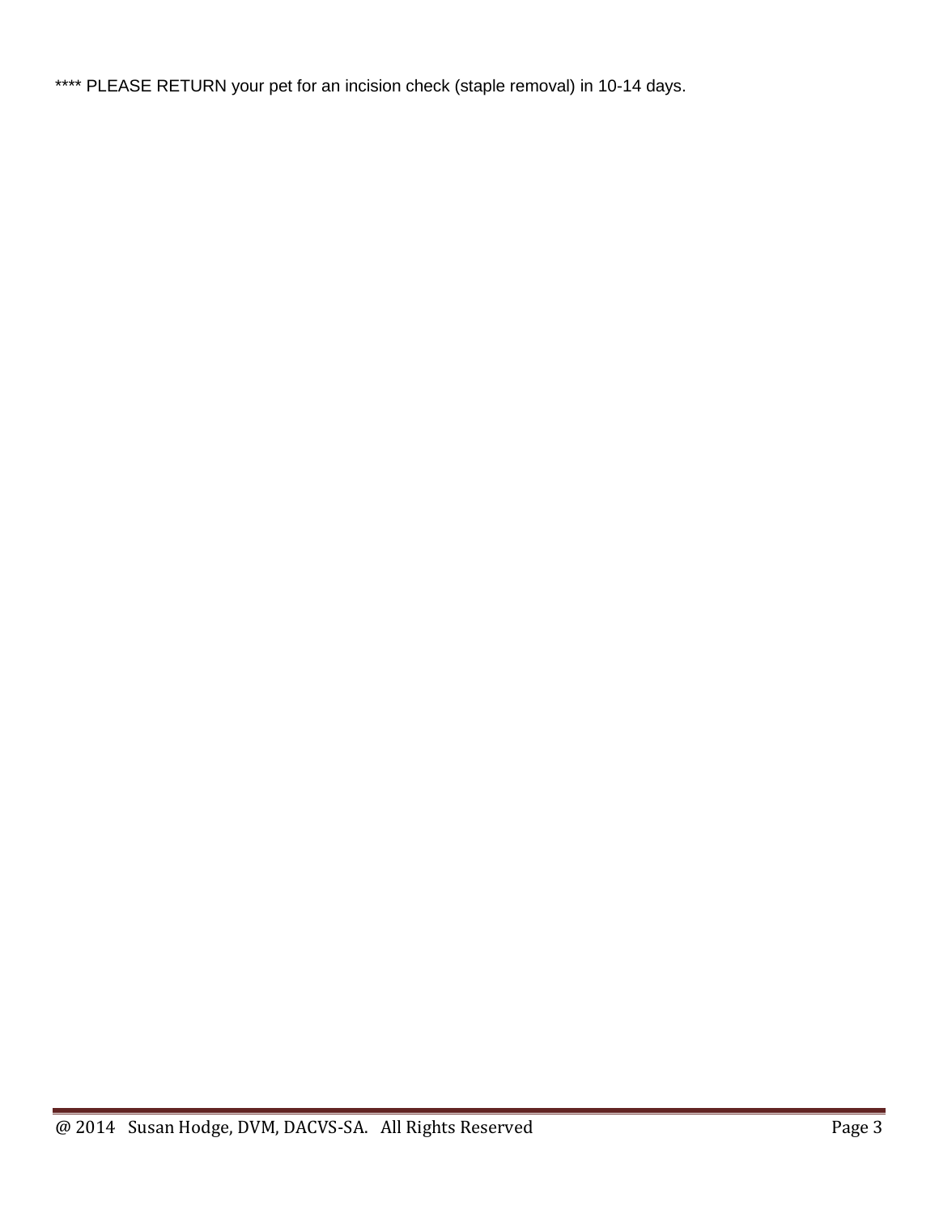**** PLEASE RETURN your pet for an incision check (staple removal) in 10-14 days.